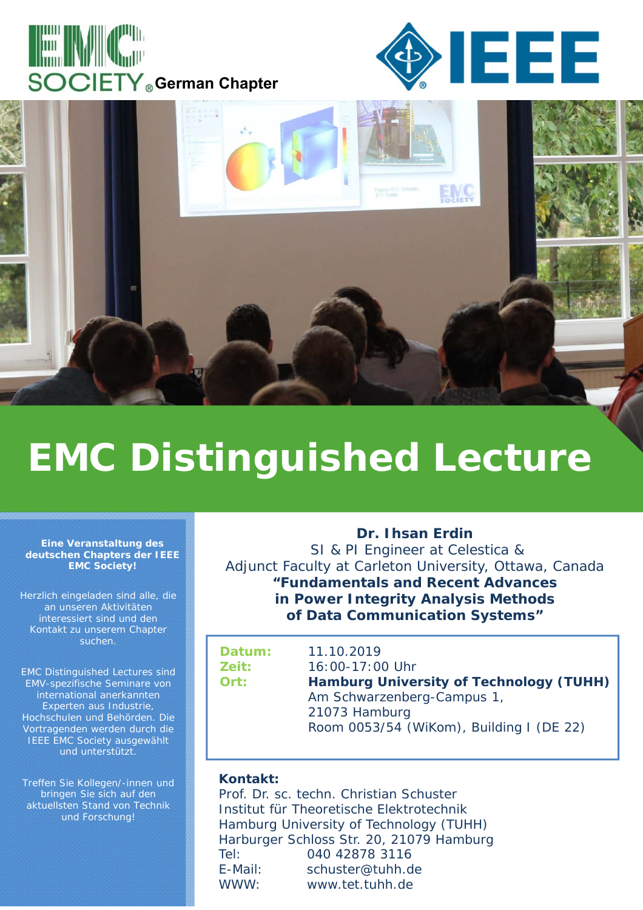EMC SOCIETY German Chapter

IEEE

# EMC Distinguished Lecture

**Eine Veranstaltung des deutschen Chapters der IEEE EMC Society!**

Herzlich eingeladen sind alle, die an unseren Aktivitäten interessiert sind und den Kontakt zu unserem Chapter suchen.

EMC Distinguished Lectures sind EMV-spezifische Seminare von international anerkannten Experten aus Industrie, Hochschulen und Behörden. Die Vortragenden werden durch die IEEE EMC Society ausgewählt und unterstützt.

Treffen Sie Kollegen/-innen und bringen Sie sich auf den aktuellsten Stand von Technik und Forschung!

**Dr. Ihsan Erdin**
SI & PI Engineer at Celestica &
Adjunct Faculty at Carleton University, Ottawa, Canada

**"Fundamentals and Recent Advances in Power Integrity Analysis Methods of Data Communication Systems"**

**Datum:** 11.10.2019
**Zeit:** 16:00-17:00 Uhr
**Ort:** **Hamburg University of Technology (TUHH)**
Am Schwarzenberg-Campus 1,
21073 Hamburg
Room 0053/54 (WiKom), Building I (DE 22)

**Kontakt:**
Prof. Dr. sc. techn. Christian Schuster
Institut für Theoretische Elektrotechnik
Hamburg University of Technology (TUHH)
Harburger Schloss Str. 20, 21079 Hamburg
Tel: 040 42878 3116
E-Mail: schuster@tuhh.de
WWW: www.tet.tuhh.de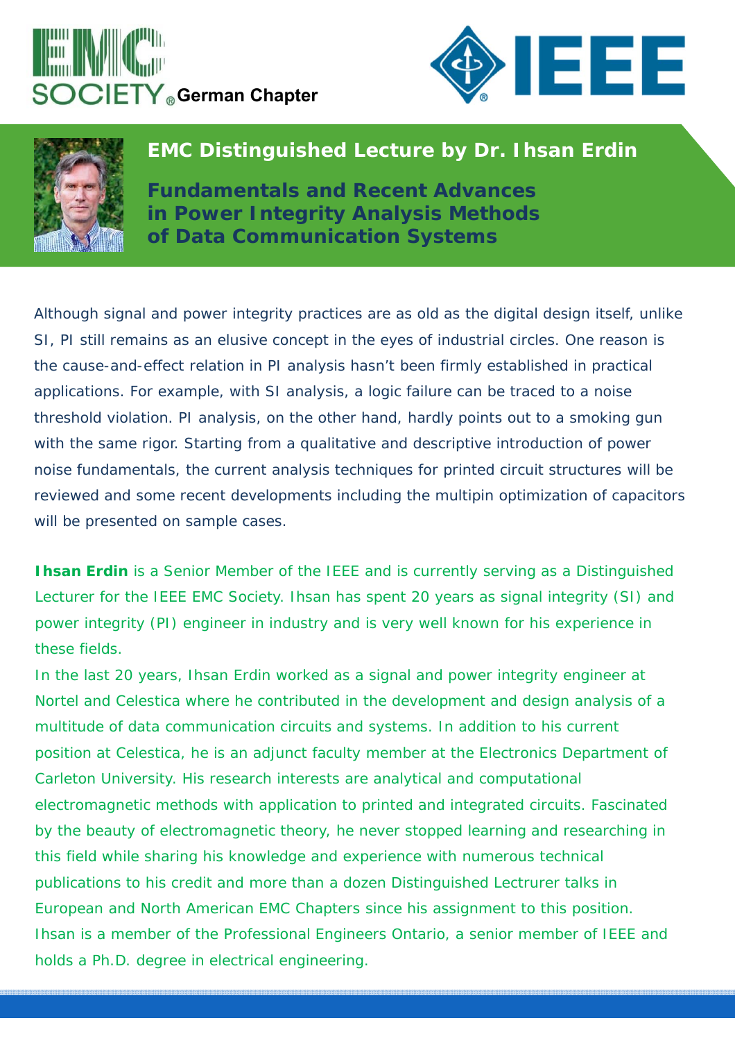EMC SOCIETY German Chapter

# EMC Distinguished Lecture by Dr. Ihsan Erdin

## Fundamentals and Recent Advances in Power Integrity Analysis Methods of Data Communication Systems

Although signal and power integrity practices are as old as the digital design itself, unlike SI, PI still remains as an elusive concept in the eyes of industrial circles. One reason is the cause-and-effect relation in PI analysis hasn't been firmly established in practical applications. For example, with SI analysis, a logic failure can be traced to a noise threshold violation. PI analysis, on the other hand, hardly points out to a smoking gun with the same rigor. Starting from a qualitative and descriptive introduction of power noise fundamentals, the current analysis techniques for printed circuit structures will be reviewed and some recent developments including the multipin optimization of capacitors will be presented on sample cases.

**Ihsan Erdin** is a Senior Member of the IEEE and is currently serving as a Distinguished Lecturer for the IEEE EMC Society. Ihsan has spent 20 years as signal integrity (SI) and power integrity (PI) engineer in industry and is very well known for his experience in these fields.

In the last 20 years, Ihsan Erdin worked as a signal and power integrity engineer at Nortel and Celestica where he contributed in the development and design analysis of a multitude of data communication circuits and systems. In addition to his current position at Celestica, he is an adjunct faculty member at the Electronics Department of Carleton University. His research interests are analytical and computational electromagnetic methods with application to printed and integrated circuits. Fascinated by the beauty of electromagnetic theory, he never stopped learning and researching in this field while sharing his knowledge and experience with numerous technical publications to his credit and more than a dozen Distinguished Lectrurer talks in European and North American EMC Chapters since his assignment to this position. Ihsan is a member of the Professional Engineers Ontario, a senior member of IEEE and holds a Ph.D. degree in electrical engineering.